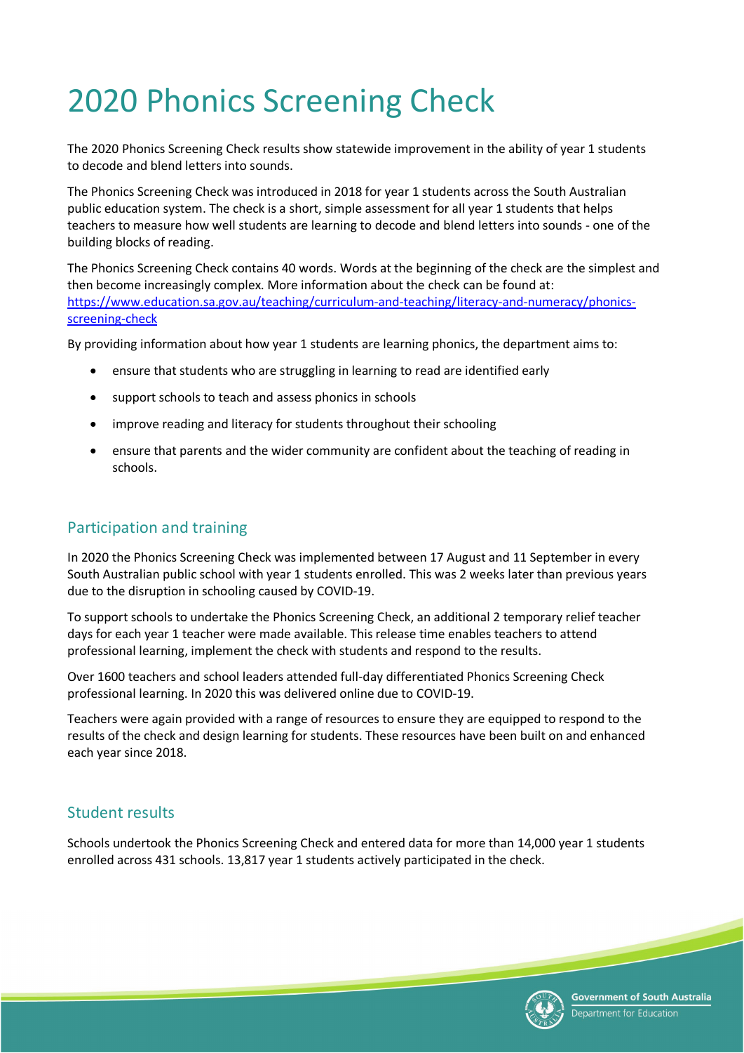# 2020 Phonics Screening Check

The 2020 Phonics Screening Check results show statewide improvement in the ability of year 1 students to decode and blend letters into sounds.

The Phonics Screening Check was introduced in 2018 for year 1 students across the South Australian public education system. The check is a short, simple assessment for all year 1 students that helps teachers to measure how well students are learning to decode and blend letters into sounds - one of the building blocks of reading.

The Phonics Screening Check contains 40 words. Words at the beginning of the check are the simplest and then become increasingly complex. More information about the check can be found at: [https://www.education.sa.gov.au/teaching/curriculum-and-teaching/literacy-and-numeracy/phonics-screening-check](https://www.education.sa.gov.au/teaching/curriculum-and-teaching/literacy-and-numeracy/phonics-screening-check)

By providing information about how year 1 students are learning phonics, the department aims to:

- ensure that students who are struggling in learning to read are identified early
- support schools to teach and assess phonics in schools
- improve reading and literacy for students throughout their schooling
- ensure that parents and the wider community are confident about the teaching of reading in schools.

## Participation and training

In 2020 the Phonics Screening Check was implemented between 17 August and 11 September in every South Australian public school with year 1 students enrolled. This was 2 weeks later than previous years due to the disruption in schooling caused by COVID-19.

To support schools to undertake the Phonics Screening Check, an additional 2 temporary relief teacher days for each year 1 teacher were made available. This release time enables teachers to attend professional learning, implement the check with students and respond to the results.

Over 1600 teachers and school leaders attended full-day differentiated Phonics Screening Check professional learning. In 2020 this was delivered online due to COVID-19.

Teachers were again provided with a range of resources to ensure they are equipped to respond to the results of the check and design learning for students. These resources have been built on and enhanced each year since 2018.

## Student results

Schools undertook the Phonics Screening Check and entered data for more than 14,000 year 1 students enrolled across 431 schools. 13,817 year 1 students actively participated in the check.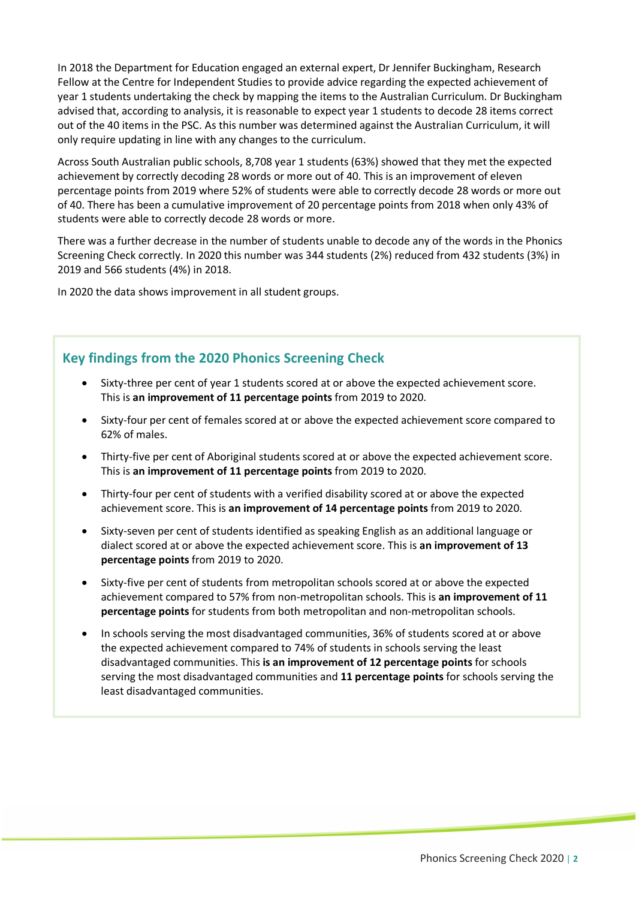In 2018 the Department for Education engaged an external expert, Dr Jennifer Buckingham, Research Fellow at the Centre for Independent Studies to provide advice regarding the expected achievement of year 1 students undertaking the check by mapping the items to the Australian Curriculum. Dr Buckingham advised that, according to analysis, it is reasonable to expect year 1 students to decode 28 items correct out of the 40 items in the PSC. As this number was determined against the Australian Curriculum, it will only require updating in line with any changes to the curriculum.

Across South Australian public schools, 8,708 year 1 students (63%) showed that they met the expected achievement by correctly decoding 28 words or more out of 40. This is an improvement of eleven percentage points from 2019 where 52% of students were able to correctly decode 28 words or more out of 40. There has been a cumulative improvement of 20 percentage points from 2018 when only 43% of students were able to correctly decode 28 words or more.

There was a further decrease in the number of students unable to decode any of the words in the Phonics Screening Check correctly. In 2020 this number was 344 students (2%) reduced from 432 students (3%) in 2019 and 566 students (4%) in 2018.

In 2020 the data shows improvement in all student groups.

## Key findings from the 2020 Phonics Screening Check

- Sixty-three per cent of year 1 students scored at or above the expected achievement score. This is **an improvement of 11 percentage points** from 2019 to 2020.
- Sixty-four per cent of females scored at or above the expected achievement score compared to 62% of males.
- Thirty-five per cent of Aboriginal students scored at or above the expected achievement score. This is **an improvement of 11 percentage points** from 2019 to 2020.
- Thirty-four per cent of students with a verified disability scored at or above the expected achievement score. This is **an improvement of 14 percentage points** from 2019 to 2020.
- Sixty-seven per cent of students identified as speaking English as an additional language or dialect scored at or above the expected achievement score. This is **an improvement of 13 percentage points** from 2019 to 2020.
- Sixty-five per cent of students from metropolitan schools scored at or above the expected achievement compared to 57% from non-metropolitan schools. This is **an improvement of 11 percentage points** for students from both metropolitan and non-metropolitan schools.
- In schools serving the most disadvantaged communities, 36% of students scored at or above the expected achievement compared to 74% of students in schools serving the least disadvantaged communities. This **is an improvement of 12 percentage points** for schools serving the most disadvantaged communities and **11 percentage points** for schools serving the least disadvantaged communities.